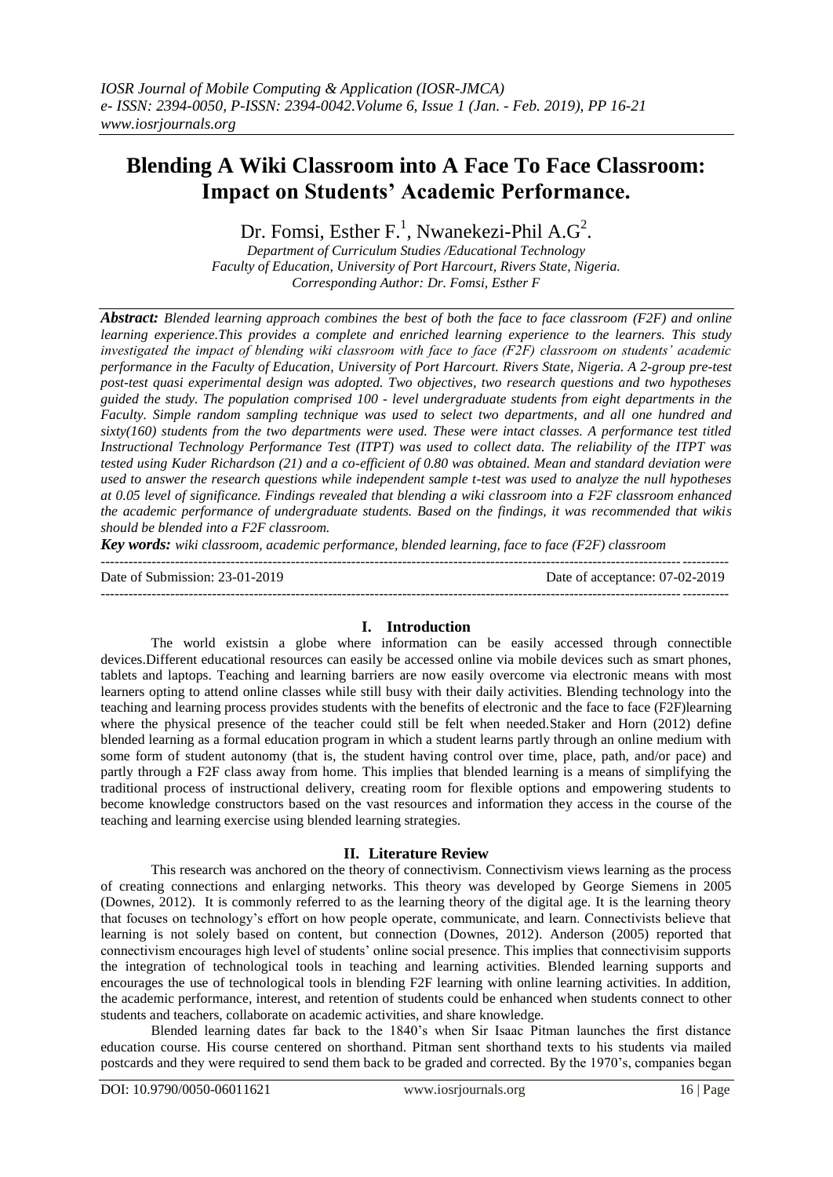# Blending A Wiki Classroom into A Face To Face Classroom: Impact on Students' Academic Performance.

Dr. Fomsi, Esther F.[1], Nwanekezi-Phil A.G[2].

*Department of Curriculum Studies /Educational Technology*
*Faculty of Education, University of Port Harcourt, Rivers State, Nigeria.*
*Corresponding Author: Dr. Fomsi, Esther F*

***Abstract:*** *Blended learning approach combines the best of both the face to face classroom (F2F) and online learning experience.This provides a complete and enriched learning experience to the learners. This study investigated the impact of blending wiki classroom with face to face (F2F) classroom on students' academic performance in the Faculty of Education, University of Port Harcourt. Rivers State, Nigeria. A 2-group pre-test post-test quasi experimental design was adopted. Two objectives, two research questions and two hypotheses guided the study. The population comprised 100 - level undergraduate students from eight departments in the Faculty. Simple random sampling technique was used to select two departments, and all one hundred and sixty(160) students from the two departments were used. These were intact classes. A performance test titled Instructional Technology Performance Test (ITPT) was used to collect data. The reliability of the ITPT was tested using Kuder Richardson (21) and a co-efficient of 0.80 was obtained. Mean and standard deviation were used to answer the research questions while independent sample t-test was used to analyze the null hypotheses at 0.05 level of significance. Findings revealed that blending a wiki classroom into a F2F classroom enhanced the academic performance of undergraduate students. Based on the findings, it was recommended that wikis should be blended into a F2F classroom.*

***Key words:*** *wiki classroom, academic performance, blended learning, face to face (F2F) classroom*

---

Date of Submission: 23-01-2019 | Date of acceptance: 07-02-2019

---

## I. Introduction

The world existsin a globe where information can be easily accessed through connectible devices.Different educational resources can easily be accessed online via mobile devices such as smart phones, tablets and laptops. Teaching and learning barriers are now easily overcome via electronic means with most learners opting to attend online classes while still busy with their daily activities. Blending technology into the teaching and learning process provides students with the benefits of electronic and the face to face (F2F)learning where the physical presence of the teacher could still be felt when needed.Staker and Horn (2012) define blended learning as a formal education program in which a student learns partly through an online medium with some form of student autonomy (that is, the student having control over time, place, path, and/or pace) and partly through a F2F class away from home. This implies that blended learning is a means of simplifying the traditional process of instructional delivery, creating room for flexible options and empowering students to become knowledge constructors based on the vast resources and information they access in the course of the teaching and learning exercise using blended learning strategies.

## II. Literature Review

This research was anchored on the theory of connectivism. Connectivism views learning as the process of creating connections and enlarging networks. This theory was developed by George Siemens in 2005 (Downes, 2012). It is commonly referred to as the learning theory of the digital age. It is the learning theory that focuses on technology's effort on how people operate, communicate, and learn. Connectivists believe that learning is not solely based on content, but connection (Downes, 2012). Anderson (2005) reported that connectivism encourages high level of students' online social presence. This implies that connectivisim supports the integration of technological tools in teaching and learning activities. Blended learning supports and encourages the use of technological tools in blending F2F learning with online learning activities. In addition, the academic performance, interest, and retention of students could be enhanced when students connect to other students and teachers, collaborate on academic activities, and share knowledge.

Blended learning dates far back to the 1840's when Sir Isaac Pitman launches the first distance education course. His course centered on shorthand. Pitman sent shorthand texts to his students via mailed postcards and they were required to send them back to be graded and corrected. By the 1970's, companies began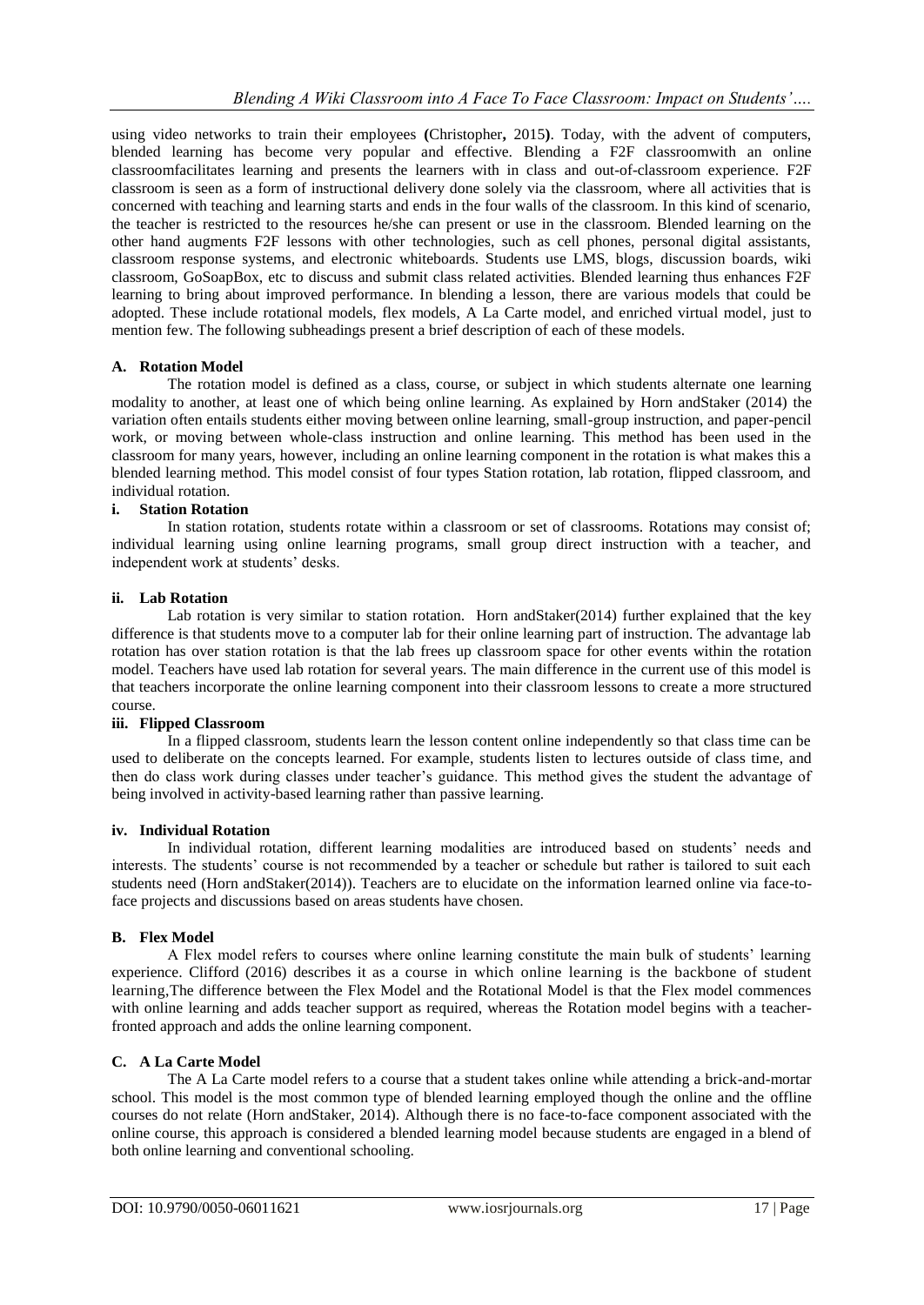using video networks to train their employees **(**Christopher**,** 2015**)**. Today, with the advent of computers, blended learning has become very popular and effective. Blending a F2F classroomwith an online classroomfacilitates learning and presents the learners with in class and out-of-classroom experience. F2F classroom is seen as a form of instructional delivery done solely via the classroom, where all activities that is concerned with teaching and learning starts and ends in the four walls of the classroom. In this kind of scenario, the teacher is restricted to the resources he/she can present or use in the classroom. Blended learning on the other hand augments F2F lessons with other technologies, such as cell phones, personal digital assistants, classroom response systems, and electronic whiteboards. Students use LMS, blogs, discussion boards, wiki classroom, GoSoapBox, etc to discuss and submit class related activities. Blended learning thus enhances F2F learning to bring about improved performance. In blending a lesson, there are various models that could be adopted. These include rotational models, flex models, A La Carte model, and enriched virtual model, just to mention few. The following subheadings present a brief description of each of these models.

### A. Rotation Model

The rotation model is defined as a class, course, or subject in which students alternate one learning modality to another, at least one of which being online learning. As explained by Horn andStaker (2014) the variation often entails students either moving between online learning, small-group instruction, and paper-pencil work, or moving between whole-class instruction and online learning. This method has been used in the classroom for many years, however, including an online learning component in the rotation is what makes this a blended learning method. This model consist of four types Station rotation, lab rotation, flipped classroom, and individual rotation.

#### i. Station Rotation

In station rotation, students rotate within a classroom or set of classrooms. Rotations may consist of; individual learning using online learning programs, small group direct instruction with a teacher, and independent work at students' desks.

#### ii. Lab Rotation

Lab rotation is very similar to station rotation. Horn andStaker(2014) further explained that the key difference is that students move to a computer lab for their online learning part of instruction. The advantage lab rotation has over station rotation is that the lab frees up classroom space for other events within the rotation model. Teachers have used lab rotation for several years. The main difference in the current use of this model is that teachers incorporate the online learning component into their classroom lessons to create a more structured course.

#### iii. Flipped Classroom

In a flipped classroom, students learn the lesson content online independently so that class time can be used to deliberate on the concepts learned. For example, students listen to lectures outside of class time, and then do class work during classes under teacher's guidance. This method gives the student the advantage of being involved in activity-based learning rather than passive learning.

#### iv. Individual Rotation

In individual rotation, different learning modalities are introduced based on students' needs and interests. The students' course is not recommended by a teacher or schedule but rather is tailored to suit each students need (Horn andStaker(2014)). Teachers are to elucidate on the information learned online via face-to-face projects and discussions based on areas students have chosen.

### B. Flex Model

A Flex model refers to courses where online learning constitute the main bulk of students' learning experience. Clifford (2016) describes it as a course in which online learning is the backbone of student learning,The difference between the Flex Model and the Rotational Model is that the Flex model commences with online learning and adds teacher support as required, whereas the Rotation model begins with a teacher-fronted approach and adds the online learning component.

### C. A La Carte Model

The A La Carte model refers to a course that a student takes online while attending a brick-and-mortar school. This model is the most common type of blended learning employed though the online and the offline courses do not relate (Horn andStaker, 2014). Although there is no face-to-face component associated with the online course, this approach is considered a blended learning model because students are engaged in a blend of both online learning and conventional schooling.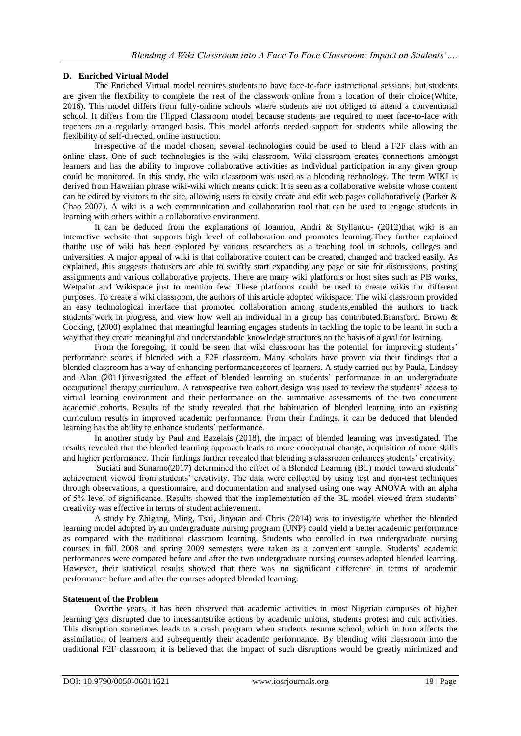### D. Enriched Virtual Model

The Enriched Virtual model requires students to have face-to-face instructional sessions, but students are given the flexibility to complete the rest of the classwork online from a location of their choice(White, 2016). This model differs from fully-online schools where students are not obliged to attend a conventional school. It differs from the Flipped Classroom model because students are required to meet face-to-face with teachers on a regularly arranged basis. This model affords needed support for students while allowing the flexibility of self-directed, online instruction.

Irrespective of the model chosen, several technologies could be used to blend a F2F class with an online class. One of such technologies is the wiki classroom. Wiki classroom creates connections amongst learners and has the ability to improve collaborative activities as individual participation in any given group could be monitored. In this study, the wiki classroom was used as a blending technology. The term WIKI is derived from Hawaiian phrase wiki-wiki which means quick. It is seen as a collaborative website whose content can be edited by visitors to the site, allowing users to easily create and edit web pages collaboratively (Parker & Chao 2007). A wiki is a web communication and collaboration tool that can be used to engage students in learning with others within a collaborative environment.

It can be deduced from the explanations of Ioannou, Andri & Stylianou- (2012)that wiki is an interactive website that supports high level of collaboration and promotes learning.They further explained thatthe use of wiki has been explored by various researchers as a teaching tool in schools, colleges and universities. A major appeal of wiki is that collaborative content can be created, changed and tracked easily. As explained, this suggests thatusers are able to swiftly start expanding any page or site for discussions, posting assignments and various collaborative projects. There are many wiki platforms or host sites such as PB works, Wetpaint and Wikispace just to mention few. These platforms could be used to create wikis for different purposes. To create a wiki classroom, the authors of this article adopted wikispace. The wiki classroom provided an easy technological interface that promoted collaboration among students,enabled the authors to track students'work in progress, and view how well an individual in a group has contributed.Bransford, Brown & Cocking, (2000) explained that meaningful learning engages students in tackling the topic to be learnt in such a way that they create meaningful and understandable knowledge structures on the basis of a goal for learning.

From the foregoing, it could be seen that wiki classroom has the potential for improving students' performance scores if blended with a F2F classroom. Many scholars have proven via their findings that a blended classroom has a way of enhancing performancescores of learners. A study carried out by Paula, Lindsey and Alan (2011)investigated the effect of blended learning on students' performance in an undergraduate occupational therapy curriculum. A retrospective two cohort design was used to review the students' access to virtual learning environment and their performance on the summative assessments of the two concurrent academic cohorts. Results of the study revealed that the habituation of blended learning into an existing curriculum results in improved academic performance. From their findings, it can be deduced that blended learning has the ability to enhance students' performance.

In another study by Paul and Bazelais (2018), the impact of blended learning was investigated. The results revealed that the blended learning approach leads to more conceptual change, acquisition of more skills and higher performance. Their findings further revealed that blending a classroom enhances students' creativity.

Suciati and Sunarno(2017) determined the effect of a Blended Learning (BL) model toward students' achievement viewed from students' creativity. The data were collected by using test and non-test techniques through observations, a questionnaire, and documentation and analysed using one way ANOVA with an alpha of 5% level of significance. Results showed that the implementation of the BL model viewed from students' creativity was effective in terms of student achievement.

A study by Zhigang, Ming, Tsai, Jinyuan and Chris (2014) was to investigate whether the blended learning model adopted by an undergraduate nursing program (UNP) could yield a better academic performance as compared with the traditional classroom learning. Students who enrolled in two undergraduate nursing courses in fall 2008 and spring 2009 semesters were taken as a convenient sample. Students' academic performances were compared before and after the two undergraduate nursing courses adopted blended learning. However, their statistical results showed that there was no significant difference in terms of academic performance before and after the courses adopted blended learning.

### Statement of the Problem

Overthe years, it has been observed that academic activities in most Nigerian campuses of higher learning gets disrupted due to incessantstrike actions by academic unions, students protest and cult activities. This disruption sometimes leads to a crash program when students resume school, which in turn affects the assimilation of learners and subsequently their academic performance. By blending wiki classroom into the traditional F2F classroom, it is believed that the impact of such disruptions would be greatly minimized and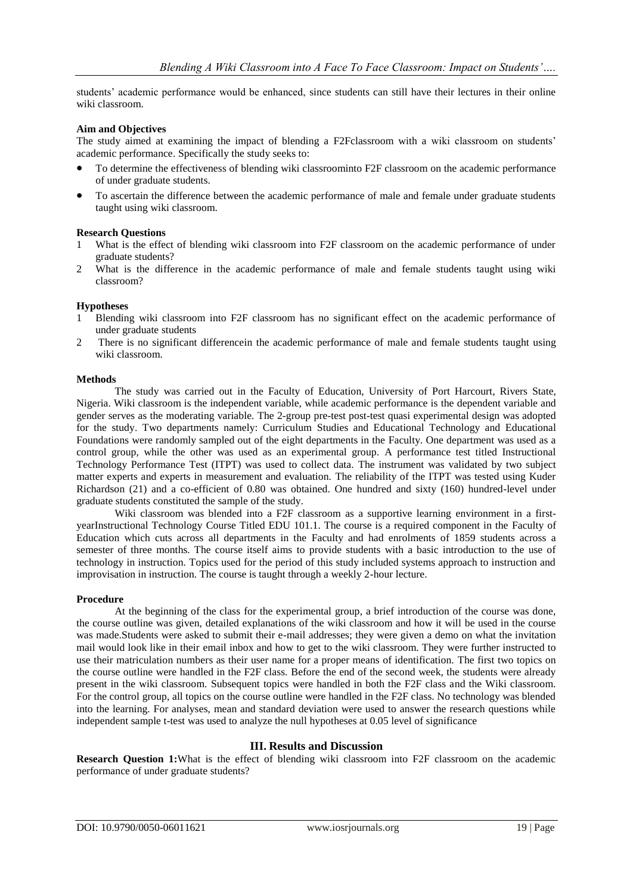students' academic performance would be enhanced, since students can still have their lectures in their online wiki classroom.

**Aim and Objectives**

The study aimed at examining the impact of blending a F2Fclassroom with a wiki classroom on students' academic performance. Specifically the study seeks to:

- To determine the effectiveness of blending wiki classroominto F2F classroom on the academic performance of under graduate students.
- To ascertain the difference between the academic performance of male and female under graduate students taught using wiki classroom.

**Research Questions**

1. What is the effect of blending wiki classroom into F2F classroom on the academic performance of under graduate students?
2. What is the difference in the academic performance of male and female students taught using wiki classroom?

**Hypotheses**

1. Blending wiki classroom into F2F classroom has no significant effect on the academic performance of under graduate students
2. There is no significant differencein the academic performance of male and female students taught using wiki classroom.

**Methods**

The study was carried out in the Faculty of Education, University of Port Harcourt, Rivers State, Nigeria. Wiki classroom is the independent variable, while academic performance is the dependent variable and gender serves as the moderating variable. The 2-group pre-test post-test quasi experimental design was adopted for the study. Two departments namely: Curriculum Studies and Educational Technology and Educational Foundations were randomly sampled out of the eight departments in the Faculty. One department was used as a control group, while the other was used as an experimental group. A performance test titled Instructional Technology Performance Test (ITPT) was used to collect data. The instrument was validated by two subject matter experts and experts in measurement and evaluation. The reliability of the ITPT was tested using Kuder Richardson (21) and a co-efficient of 0.80 was obtained. One hundred and sixty (160) hundred-level under graduate students constituted the sample of the study.

Wiki classroom was blended into a F2F classroom as a supportive learning environment in a first-yearInstructional Technology Course Titled EDU 101.1. The course is a required component in the Faculty of Education which cuts across all departments in the Faculty and had enrolments of 1859 students across a semester of three months. The course itself aims to provide students with a basic introduction to the use of technology in instruction. Topics used for the period of this study included systems approach to instruction and improvisation in instruction. The course is taught through a weekly 2-hour lecture.

**Procedure**

At the beginning of the class for the experimental group, a brief introduction of the course was done, the course outline was given, detailed explanations of the wiki classroom and how it will be used in the course was made.Students were asked to submit their e-mail addresses; they were given a demo on what the invitation mail would look like in their email inbox and how to get to the wiki classroom. They were further instructed to use their matriculation numbers as their user name for a proper means of identification. The first two topics on the course outline were handled in the F2F class. Before the end of the second week, the students were already present in the wiki classroom. Subsequent topics were handled in both the F2F class and the Wiki classroom. For the control group, all topics on the course outline were handled in the F2F class. No technology was blended into the learning. For analyses, mean and standard deviation were used to answer the research questions while independent sample t-test was used to analyze the null hypotheses at 0.05 level of significance

## III. Results and Discussion

**Research Question 1:**What is the effect of blending wiki classroom into F2F classroom on the academic performance of under graduate students?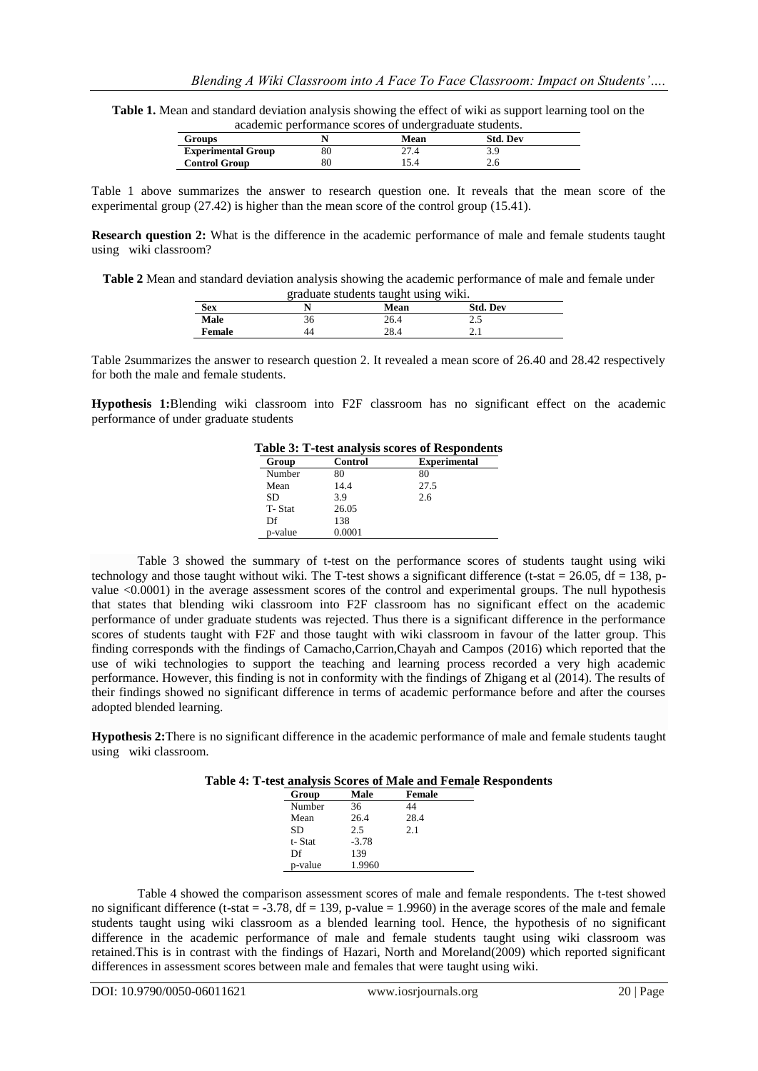**Table 1.** Mean and standard deviation analysis showing the effect of wiki as support learning tool on the academic performance scores of undergraduate students.

| Groups | N | Mean | Std. Dev |
|---|---|---|---|
| **Experimental Group** | 80 | 27.4 | 3.9 |
| **Control Group** | 80 | 15.4 | 2.6 |

Table 1 above summarizes the answer to research question one. It reveals that the mean score of the experimental group (27.42) is higher than the mean score of the control group (15.41).

**Research question 2:** What is the difference in the academic performance of male and female students taught using wiki classroom?

**Table 2** Mean and standard deviation analysis showing the academic performance of male and female under graduate students taught using wiki.

| Sex | N | Mean | Std. Dev |
|---|---|---|---|
| **Male** | 36 | 26.4 | 2.5 |
| **Female** | 44 | 28.4 | 2.1 |

Table 2summarizes the answer to research question 2. It revealed a mean score of 26.40 and 28.42 respectively for both the male and female students.

**Hypothesis 1:**Blending wiki classroom into F2F classroom has no significant effect on the academic performance of under graduate students

**Table 3: T-test analysis scores of Respondents**

| Group | Control | Experimental |
|---|---|---|
| Number | 80 | 80 |
| Mean | 14.4 | 27.5 |
| SD | 3.9 | 2.6 |
| T- Stat | 26.05 | |
| Df | 138 | |
| p-value | 0.0001 | |

Table 3 showed the summary of t-test on the performance scores of students taught using wiki technology and those taught without wiki. The T-test shows a significant difference (t-stat = 26.05, df = 138, p-value <0.0001) in the average assessment scores of the control and experimental groups. The null hypothesis that states that blending wiki classroom into F2F classroom has no significant effect on the academic performance of under graduate students was rejected. Thus there is a significant difference in the performance scores of students taught with F2F and those taught with wiki classroom in favour of the latter group. This finding corresponds with the findings of Camacho,Carrion,Chayah and Campos (2016) which reported that the use of wiki technologies to support the teaching and learning process recorded a very high academic performance. However, this finding is not in conformity with the findings of Zhigang et al (2014). The results of their findings showed no significant difference in terms of academic performance before and after the courses adopted blended learning.

**Hypothesis 2:**There is no significant difference in the academic performance of male and female students taught using wiki classroom.

**Table 4: T-test analysis Scores of Male and Female Respondents**

| Group | Male | Female |
|---|---|---|
| Number | 36 | 44 |
| Mean | 26.4 | 28.4 |
| SD | 2.5 | 2.1 |
| t- Stat | -3.78 | |
| Df | 139 | |
| p-value | 1.9960 | |

Table 4 showed the comparison assessment scores of male and female respondents. The t-test showed no significant difference (t-stat = -3.78, df = 139, p-value = 1.9960) in the average scores of the male and female students taught using wiki classroom as a blended learning tool. Hence, the hypothesis of no significant difference in the academic performance of male and female students taught using wiki classroom was retained.This is in contrast with the findings of Hazari, North and Moreland(2009) which reported significant differences in assessment scores between male and females that were taught using wiki.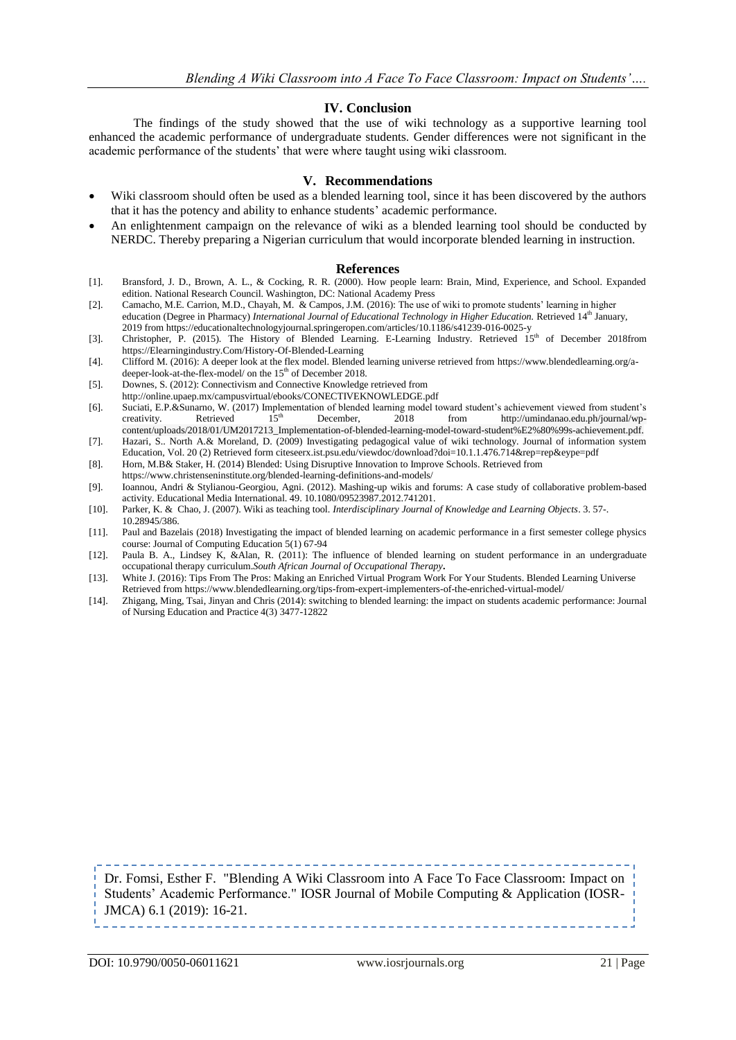## IV. Conclusion

The findings of the study showed that the use of wiki technology as a supportive learning tool enhanced the academic performance of undergraduate students. Gender differences were not significant in the academic performance of the students' that were where taught using wiki classroom.

## V. Recommendations

- Wiki classroom should often be used as a blended learning tool, since it has been discovered by the authors that it has the potency and ability to enhance students' academic performance.
- An enlightenment campaign on the relevance of wiki as a blended learning tool should be conducted by NERDC. Thereby preparing a Nigerian curriculum that would incorporate blended learning in instruction.

## References

[1]. Bransford, J. D., Brown, A. L., & Cocking, R. R. (2000). How people learn: Brain, Mind, Experience, and School. Expanded edition. National Research Council. Washington, DC: National Academy Press

[2]. Camacho, M.E. Carrion, M.D., Chayah, M. & Campos, J.M. (2016): The use of wiki to promote students' learning in higher education (Degree in Pharmacy) *International Journal of Educational Technology in Higher Education.* Retrieved 14th January, 2019 from https://educationaltechnologyjournal.springeropen.com/articles/10.1186/s41239-016-0025-y

[3]. Christopher, P. (2015). The History of Blended Learning. E-Learning Industry. Retrieved 15th of December 2018from https://Elearningindustry.Com/History-Of-Blended-Learning

[4]. Clifford M. (2016): A deeper look at the flex model. Blended learning universe retrieved from https://www.blendedlearning.org/a-deeper-look-at-the-flex-model/ on the 15th of December 2018.

[5]. Downes, S. (2012): Connectivism and Connective Knowledge retrieved from http://online.upaep.mx/campusvirtual/ebooks/CONECTIVEKNOWLEDGE.pdf

[6]. Suciati, E.P.&Sunarno, W. (2017) Implementation of blended learning model toward student's achievement viewed from student's creativity. Retrieved 15th December, 2018 from http://umindanao.edu.ph/journal/wp-content/uploads/2018/01/UM2017213_Implementation-of-blended-learning-model-toward-student%E2%80%99s-achievement.pdf.

[7]. Hazari, S.. North A.& Moreland, D. (2009) Investigating pedagogical value of wiki technology. Journal of information system Education, Vol. 20 (2) Retrieved form citeseerx.ist.psu.edu/viewdoc/download?doi=10.1.1.476.714&rep=rep&eype=pdf

[8]. Horn, M.B& Staker, H. (2014) Blended: Using Disruptive Innovation to Improve Schools. Retrieved from https://www.christenseninstitute.org/blended-learning-definitions-and-models/

[9]. Ioannou, Andri & Stylianou-Georgiou, Agni. (2012). Mashing-up wikis and forums: A case study of collaborative problem-based activity. Educational Media International. 49. 10.1080/09523987.2012.741201.

[10]. Parker, K. & Chao, J. (2007). Wiki as teaching tool. *Interdisciplinary Journal of Knowledge and Learning Objects*. 3. 57-. 10.28945/386.

[11]. Paul and Bazelais (2018) Investigating the impact of blended learning on academic performance in a first semester college physics course: Journal of Computing Education 5(1) 67-94

[12]. Paula B. A., Lindsey K, &Alan, R. (2011): The influence of blended learning on student performance in an undergraduate occupational therapy curriculum.*South African Journal of Occupational Therapy***.**

[13]. White J. (2016): Tips From The Pros: Making an Enriched Virtual Program Work For Your Students. Blended Learning Universe Retrieved from https://www.blendedlearning.org/tips-from-expert-implementers-of-the-enriched-virtual-model/

[14]. Zhigang, Ming, Tsai, Jinyan and Chris (2014): switching to blended learning: the impact on students academic performance: Journal of Nursing Education and Practice 4(3) 3477-12822

Dr. Fomsi, Esther F. "Blending A Wiki Classroom into A Face To Face Classroom: Impact on Students' Academic Performance." IOSR Journal of Mobile Computing & Application (IOSR-JMCA) 6.1 (2019): 16-21.